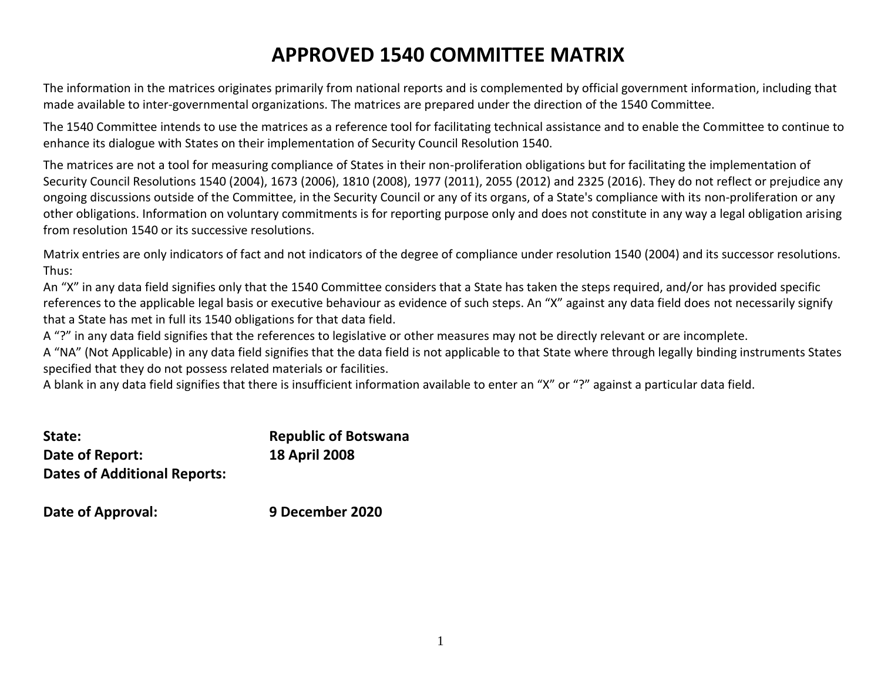# APPROVED 1540 COMMITTEE MATRIX

The information in the matrices originates primarily from national reports and is complemented by official government information, including that made available to inter-governmental organizations. The matrices are prepared under the direction of the 1540 Committee.

The 1540 Committee intends to use the matrices as a reference tool for facilitating technical assistance and to enable the Committee to continue to enhance its dialogue with States on their implementation of Security Council Resolution 1540.

The matrices are not a tool for measuring compliance of States in their non-proliferation obligations but for facilitating the implementation of Security Council Resolutions 1540 (2004), 1673 (2006), 1810 (2008), 1977 (2011), 2055 (2012) and 2325 (2016). They do not reflect or prejudice any ongoing discussions outside of the Committee, in the Security Council or any of its organs, of a State's compliance with its non-proliferation or any other obligations. Information on voluntary commitments is for reporting purpose only and does not constitute in any way a legal obligation arising from resolution 1540 or its successive resolutions.

Matrix entries are only indicators of fact and not indicators of the degree of compliance under resolution 1540 (2004) and its successor resolutions. Thus:

An "X" in any data field signifies only that the 1540 Committee considers that a State has taken the steps required, and/or has provided specific references to the applicable legal basis or executive behaviour as evidence of such steps. An "X" against any data field does not necessarily signify that a State has met in full its 1540 obligations for that data field.

A "?" in any data field signifies that the references to legislative or other measures may not be directly relevant or are incomplete.

A "NA" (Not Applicable) in any data field signifies that the data field is not applicable to that State where through legally binding instruments States specified that they do not possess related materials or facilities.

A blank in any data field signifies that there is insufficient information available to enter an "X" or "?" against a particular data field.

**State:** **Republic of Botswana**

**Date of Report:** **18 April 2008**

**Dates of Additional Reports:**

**Date of Approval:** **9 December 2020**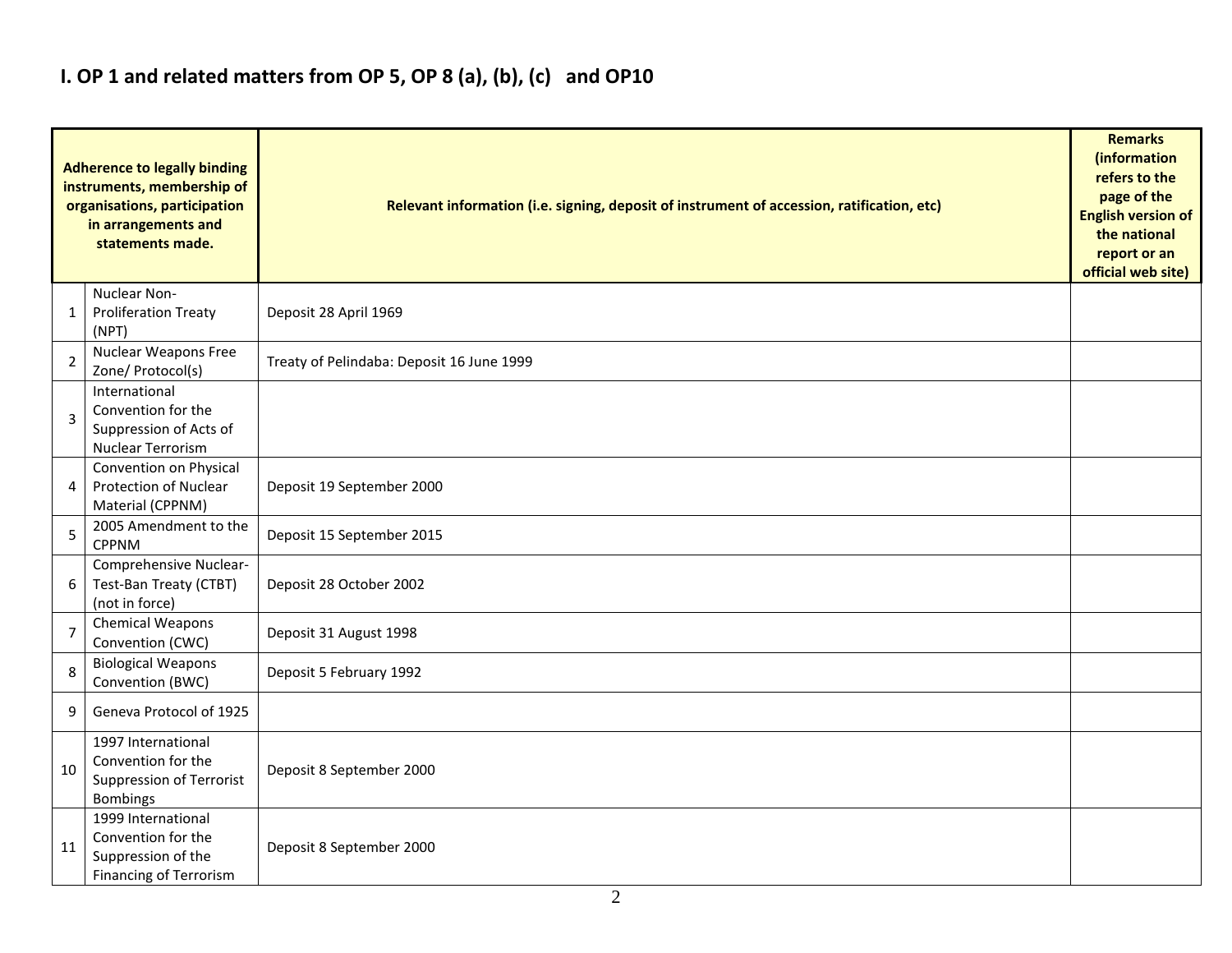## I. OP 1 and related matters from OP 5, OP 8 (a), (b), (c) and OP10

| | Adherence to legally binding instruments, membership of organisations, participation in arrangements and statements made. | Relevant information (i.e. signing, deposit of instrument of accession, ratification, etc) | Remarks (information refers to the page of the English version of the national report or an official web site) |
|---|---|---|---|
| 1 | Nuclear Non-Proliferation Treaty (NPT) | Deposit 28 April 1969 | |
| 2 | Nuclear Weapons Free Zone/ Protocol(s) | Treaty of Pelindaba: Deposit 16 June 1999 | |
| 3 | International Convention for the Suppression of Acts of Nuclear Terrorism | | |
| 4 | Convention on Physical Protection of Nuclear Material (CPPNM) | Deposit 19 September 2000 | |
| 5 | 2005 Amendment to the CPPNM | Deposit 15 September 2015 | |
| 6 | Comprehensive Nuclear-Test-Ban Treaty (CTBT) (not in force) | Deposit 28 October 2002 | |
| 7 | Chemical Weapons Convention (CWC) | Deposit 31 August 1998 | |
| 8 | Biological Weapons Convention (BWC) | Deposit 5 February 1992 | |
| 9 | Geneva Protocol of 1925 | | |
| 10 | 1997 International Convention for the Suppression of Terrorist Bombings | Deposit 8 September 2000 | |
| 11 | 1999 International Convention for the Suppression of the Financing of Terrorism | Deposit 8 September 2000 | |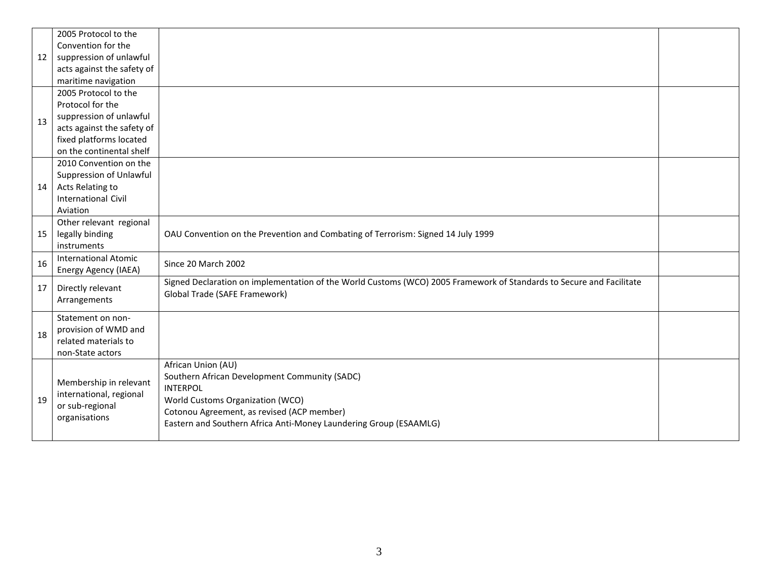| | | | |
|---|---|---|---|
| 12 | 2005 Protocol to the Convention for the suppression of unlawful acts against the safety of maritime navigation | | |
| 13 | 2005 Protocol to the Protocol for the suppression of unlawful acts against the safety of fixed platforms located on the continental shelf | | |
| 14 | 2010 Convention on the Suppression of Unlawful Acts Relating to International Civil Aviation | | |
| 15 | Other relevant regional legally binding instruments | OAU Convention on the Prevention and Combating of Terrorism: Signed 14 July 1999 | |
| 16 | International Atomic Energy Agency (IAEA) | Since 20 March 2002 | |
| 17 | Directly relevant Arrangements | Signed Declaration on implementation of the World Customs (WCO) 2005 Framework of Standards to Secure and Facilitate Global Trade (SAFE Framework) | |
| 18 | Statement on non-provision of WMD and related materials to non-State actors | | |
| 19 | Membership in relevant international, regional or sub-regional organisations | African Union (AU)<br>Southern African Development Community (SADC)<br>INTERPOL<br>World Customs Organization (WCO)<br>Cotonou Agreement, as revised (ACP member)<br>Eastern and Southern Africa Anti-Money Laundering Group (ESAAMLG) | |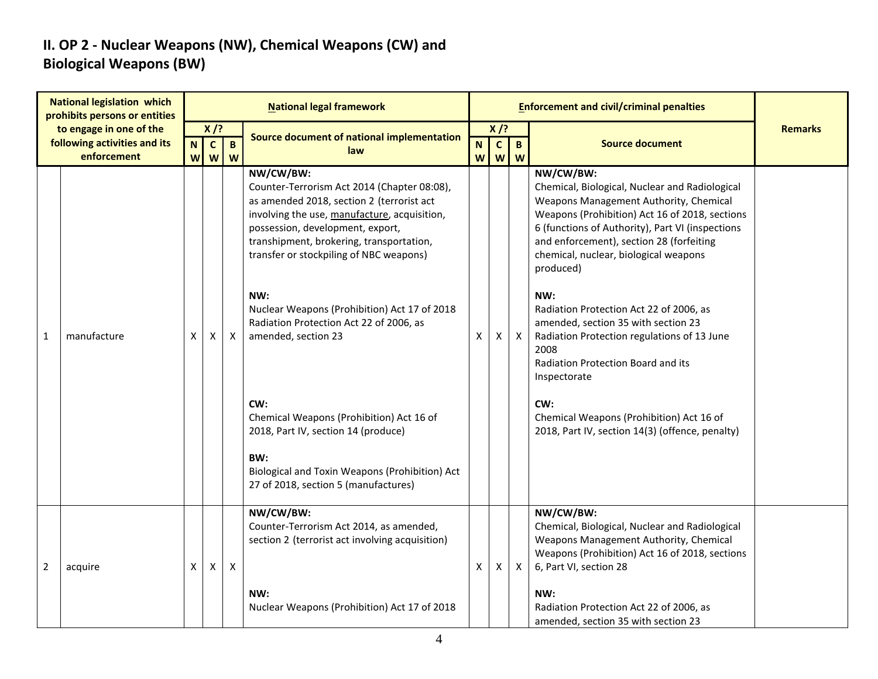## II. OP 2 - Nuclear Weapons (NW), Chemical Weapons (CW) and Biological Weapons (BW)

| | National legislation which prohibits persons or entities to engage in one of the following activities and its enforcement | National legal framework | | | | Enforcement and civil/criminal penalties | | | | Remarks |
|---|---|---|---|---|---|---|---|---|---|---|
| | | X /? | | | Source document of national implementation law | X /? | | | Source document | |
| | | NW | CW | BW | | NW | CW | BW | | |
| 1 | manufacture | X | X | X | **NW/CW/BW:**<br>Counter-Terrorism Act 2014 (Chapter 08:08), as amended 2018, section 2 (terrorist act involving the use, manufacture, acquisition, possession, development, export, transhipment, brokering, transportation, transfer or stockpiling of NBC weapons)<br><br>**NW:**<br>Nuclear Weapons (Prohibition) Act 17 of 2018<br>Radiation Protection Act 22 of 2006, as amended, section 23<br><br>**CW:**<br>Chemical Weapons (Prohibition) Act 16 of 2018, Part IV, section 14 (produce)<br><br>**BW:**<br>Biological and Toxin Weapons (Prohibition) Act 27 of 2018, section 5 (manufactures) | X | X | X | **NW/CW/BW:**<br>Chemical, Biological, Nuclear and Radiological Weapons Management Authority, Chemical Weapons (Prohibition) Act 16 of 2018, sections 6 (functions of Authority), Part VI (inspections and enforcement), section 28 (forfeiting chemical, nuclear, biological weapons produced)<br><br>**NW:**<br>Radiation Protection Act 22 of 2006, as amended, section 35 with section 23<br>Radiation Protection regulations of 13 June 2008<br>Radiation Protection Board and its Inspectorate<br><br>**CW:**<br>Chemical Weapons (Prohibition) Act 16 of 2018, Part IV, section 14(3) (offence, penalty) | |
| 2 | acquire | X | X | X | **NW/CW/BW:**<br>Counter-Terrorism Act 2014, as amended, section 2 (terrorist act involving acquisition)<br><br>**NW:**<br>Nuclear Weapons (Prohibition) Act 17 of 2018 | X | X | X | **NW/CW/BW:**<br>Chemical, Biological, Nuclear and Radiological Weapons Management Authority, Chemical Weapons (Prohibition) Act 16 of 2018, sections 6, Part VI, section 28<br><br>**NW:**<br>Radiation Protection Act 22 of 2006, as amended, section 35 with section 23 | |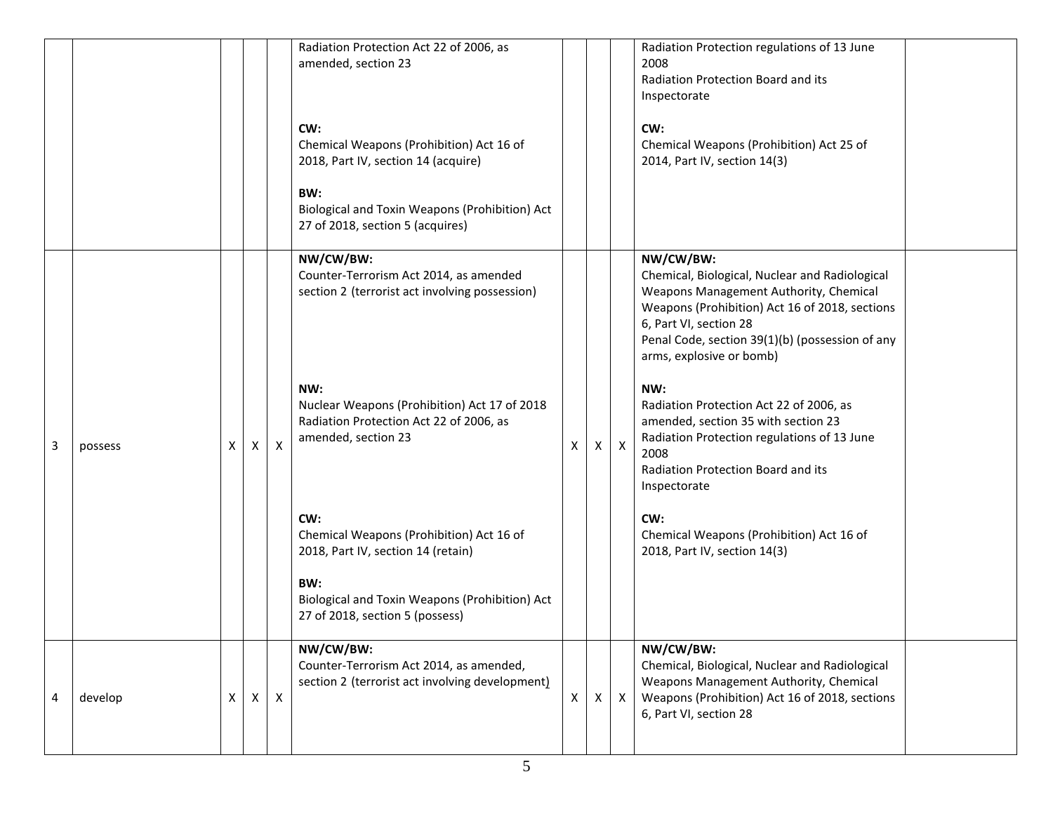| | | | | | | | | | | |
|---|---|---|---|---|---|---|---|---|---|---|
| | | | | | Radiation Protection Act 22 of 2006, as amended, section 23<br><br>**CW:**<br>Chemical Weapons (Prohibition) Act 16 of 2018, Part IV, section 14 (acquire)<br><br>**BW:**<br>Biological and Toxin Weapons (Prohibition) Act 27 of 2018, section 5 (acquires) | | | | Radiation Protection regulations of 13 June 2008<br>Radiation Protection Board and its Inspectorate<br><br>**CW:**<br>Chemical Weapons (Prohibition) Act 25 of 2014, Part IV, section 14(3) | |
| 3 | possess | X | X | X | **NW/CW/BW:**<br>Counter-Terrorism Act 2014, as amended section 2 (terrorist act involving possession)<br><br>**NW:**<br>Nuclear Weapons (Prohibition) Act 17 of 2018<br>Radiation Protection Act 22 of 2006, as amended, section 23<br><br>**CW:**<br>Chemical Weapons (Prohibition) Act 16 of 2018, Part IV, section 14 (retain)<br><br>**BW:**<br>Biological and Toxin Weapons (Prohibition) Act 27 of 2018, section 5 (possess) | X | X | X | **NW/CW/BW:**<br>Chemical, Biological, Nuclear and Radiological Weapons Management Authority, Chemical Weapons (Prohibition) Act 16 of 2018, sections 6, Part VI, section 28<br>Penal Code, section 39(1)(b) (possession of any arms, explosive or bomb)<br><br>**NW:**<br>Radiation Protection Act 22 of 2006, as amended, section 35 with section 23<br>Radiation Protection regulations of 13 June 2008<br>Radiation Protection Board and its Inspectorate<br><br>**CW:**<br>Chemical Weapons (Prohibition) Act 16 of 2018, Part IV, section 14(3) | |
| 4 | develop | X | X | X | **NW/CW/BW:**<br>Counter-Terrorism Act 2014, as amended, section 2 (terrorist act involving development) | X | X | X | **NW/CW/BW:**<br>Chemical, Biological, Nuclear and Radiological Weapons Management Authority, Chemical Weapons (Prohibition) Act 16 of 2018, sections 6, Part VI, section 28 | |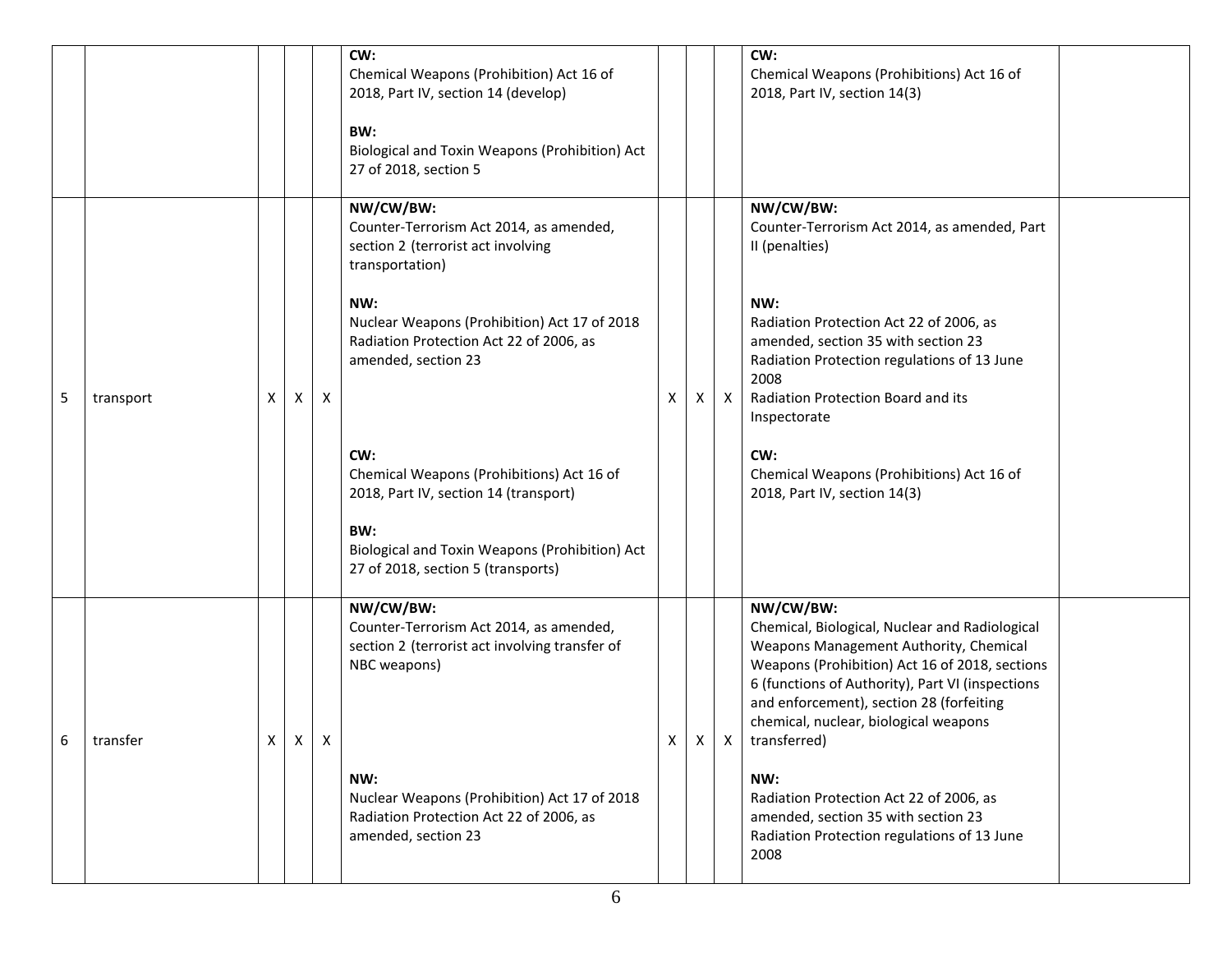| | | | | | | | | | | |
|---|---|---|---|---|---|---|---|---|---|---|
| | | | | | **CW:**<br>Chemical Weapons (Prohibition) Act 16 of 2018, Part IV, section 14 (develop)<br><br>**BW:**<br>Biological and Toxin Weapons (Prohibition) Act 27 of 2018, section 5 | | | | **CW:**<br>Chemical Weapons (Prohibitions) Act 16 of 2018, Part IV, section 14(3) | |
| 5 | transport | X | X | X | **NW/CW/BW:**<br>Counter-Terrorism Act 2014, as amended, section 2 (terrorist act involving transportation)<br><br>**NW:**<br>Nuclear Weapons (Prohibition) Act 17 of 2018<br>Radiation Protection Act 22 of 2006, as amended, section 23<br><br>**CW:**<br>Chemical Weapons (Prohibitions) Act 16 of 2018, Part IV, section 14 (transport)<br><br>**BW:**<br>Biological and Toxin Weapons (Prohibition) Act 27 of 2018, section 5 (transports) | X | X | X | **NW/CW/BW:**<br>Counter-Terrorism Act 2014, as amended, Part II (penalties)<br><br>**NW:**<br>Radiation Protection Act 22 of 2006, as amended, section 35 with section 23<br>Radiation Protection regulations of 13 June 2008<br>Radiation Protection Board and its Inspectorate<br><br>**CW:**<br>Chemical Weapons (Prohibitions) Act 16 of 2018, Part IV, section 14(3) | |
| 6 | transfer | X | X | X | **NW/CW/BW:**<br>Counter-Terrorism Act 2014, as amended, section 2 (terrorist act involving transfer of NBC weapons)<br><br>**NW:**<br>Nuclear Weapons (Prohibition) Act 17 of 2018<br>Radiation Protection Act 22 of 2006, as amended, section 23 | X | X | X | **NW/CW/BW:**<br>Chemical, Biological, Nuclear and Radiological Weapons Management Authority, Chemical Weapons (Prohibition) Act 16 of 2018, sections 6 (functions of Authority), Part VI (inspections and enforcement), section 28 (forfeiting chemical, nuclear, biological weapons transferred)<br><br>**NW:**<br>Radiation Protection Act 22 of 2006, as amended, section 35 with section 23<br>Radiation Protection regulations of 13 June 2008 | |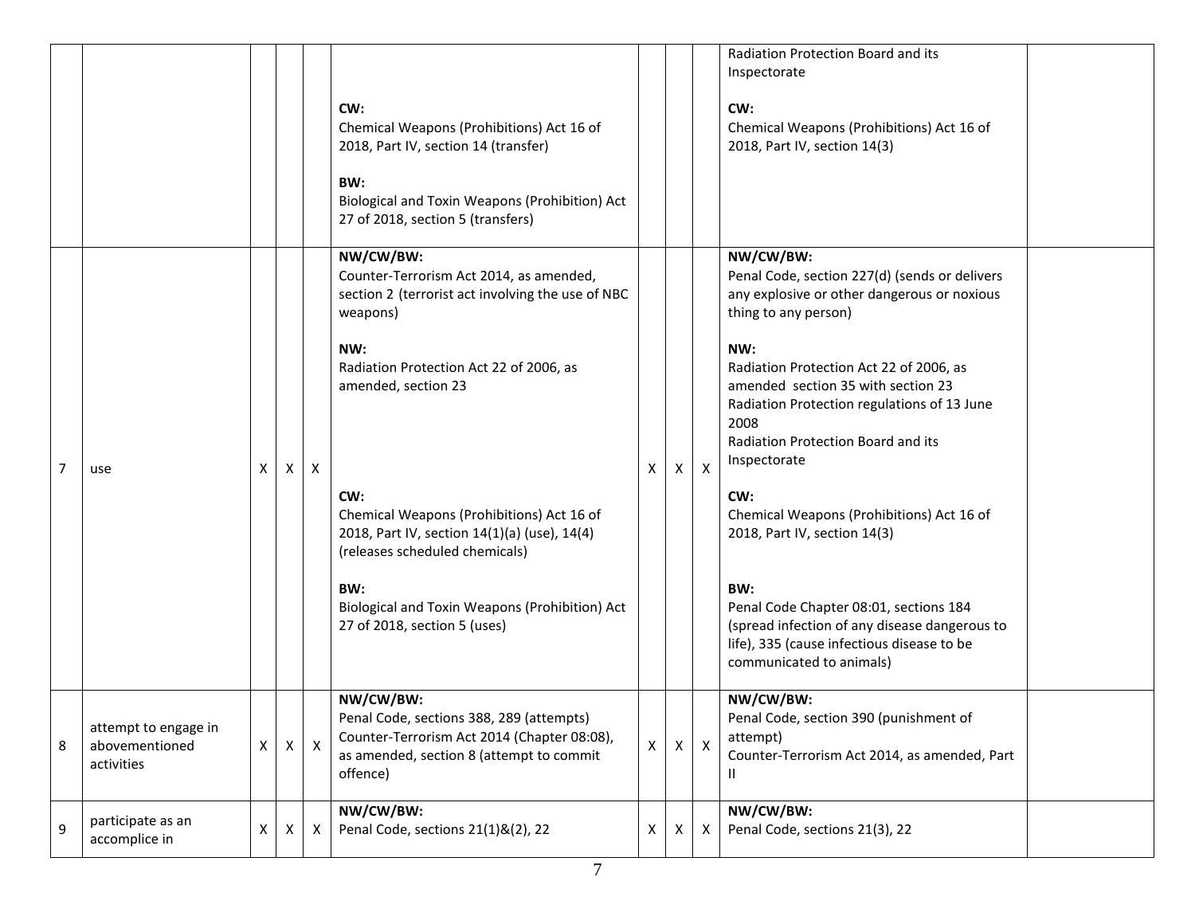| | | | | | | | | | | |
|---|---|---|---|---|---|---|---|---|---|---|
| | | | | | **CW:**<br>Chemical Weapons (Prohibitions) Act 16 of 2018, Part IV, section 14 (transfer)<br><br>**BW:**<br>Biological and Toxin Weapons (Prohibition) Act 27 of 2018, section 5 (transfers) | | | | Radiation Protection Board and its Inspectorate<br><br>**CW:**<br>Chemical Weapons (Prohibitions) Act 16 of 2018, Part IV, section 14(3) | |
| 7 | use | X | X | X | **NW/CW/BW:**<br>Counter-Terrorism Act 2014, as amended, section 2 (terrorist act involving the use of NBC weapons)<br><br>**NW:**<br>Radiation Protection Act 22 of 2006, as amended, section 23<br><br>**CW:**<br>Chemical Weapons (Prohibitions) Act 16 of 2018, Part IV, section 14(1)(a) (use), 14(4) (releases scheduled chemicals)<br><br>**BW:**<br>Biological and Toxin Weapons (Prohibition) Act 27 of 2018, section 5 (uses) | X | X | X | **NW/CW/BW:**<br>Penal Code, section 227(d) (sends or delivers any explosive or other dangerous or noxious thing to any person)<br><br>**NW:**<br>Radiation Protection Act 22 of 2006, as amended section 35 with section 23<br>Radiation Protection regulations of 13 June 2008<br>Radiation Protection Board and its Inspectorate<br><br>**CW:**<br>Chemical Weapons (Prohibitions) Act 16 of 2018, Part IV, section 14(3)<br><br>**BW:**<br>Penal Code Chapter 08:01, sections 184 (spread infection of any disease dangerous to life), 335 (cause infectious disease to be communicated to animals) | |
| 8 | attempt to engage in abovementioned activities | X | X | X | **NW/CW/BW:**<br>Penal Code, sections 388, 289 (attempts)<br>Counter-Terrorism Act 2014 (Chapter 08:08), as amended, section 8 (attempt to commit offence) | X | X | X | **NW/CW/BW:**<br>Penal Code, section 390 (punishment of attempt)<br>Counter-Terrorism Act 2014, as amended, Part II | |
| 9 | participate as an accomplice in | X | X | X | **NW/CW/BW:**<br>Penal Code, sections 21(1)&(2), 22 | X | X | X | **NW/CW/BW:**<br>Penal Code, sections 21(3), 22 | |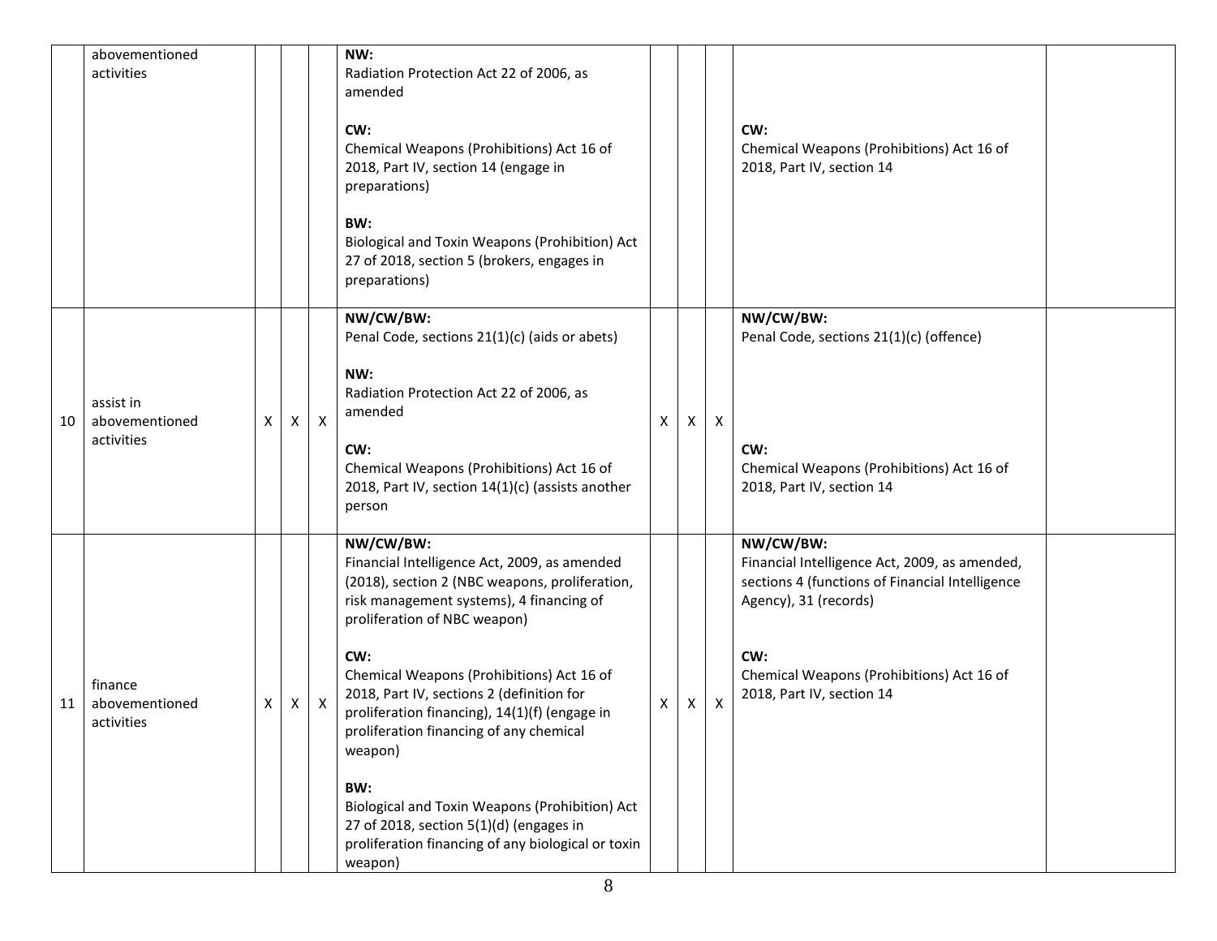| | | | | | | | | | | |
|---|---|---|---|---|---|---|---|---|---|---|
| | abovementioned activities | | | | **NW:**<br>Radiation Protection Act 22 of 2006, as amended<br><br>**CW:**<br>Chemical Weapons (Prohibitions) Act 16 of 2018, Part IV, section 14 (engage in preparations)<br><br>**BW:**<br>Biological and Toxin Weapons (Prohibition) Act 27 of 2018, section 5 (brokers, engages in preparations) | | | | **CW:**<br>Chemical Weapons (Prohibitions) Act 16 of 2018, Part IV, section 14 | |
| 10 | assist in abovementioned activities | X | X | X | **NW/CW/BW:**<br>Penal Code, sections 21(1)(c) (aids or abets)<br><br>**NW:**<br>Radiation Protection Act 22 of 2006, as amended<br><br>**CW:**<br>Chemical Weapons (Prohibitions) Act 16 of 2018, Part IV, section 14(1)(c) (assists another person | X | X | X | **NW/CW/BW:**<br>Penal Code, sections 21(1)(c) (offence)<br><br>**CW:**<br>Chemical Weapons (Prohibitions) Act 16 of 2018, Part IV, section 14 | |
| 11 | finance abovementioned activities | X | X | X | **NW/CW/BW:**<br>Financial Intelligence Act, 2009, as amended (2018), section 2 (NBC weapons, proliferation, risk management systems), 4 financing of proliferation of NBC weapon)<br><br>**CW:**<br>Chemical Weapons (Prohibitions) Act 16 of 2018, Part IV, sections 2 (definition for proliferation financing), 14(1)(f) (engage in proliferation financing of any chemical weapon)<br><br>**BW:**<br>Biological and Toxin Weapons (Prohibition) Act 27 of 2018, section 5(1)(d) (engages in proliferation financing of any biological or toxin weapon) | X | X | X | **NW/CW/BW:**<br>Financial Intelligence Act, 2009, as amended, sections 4 (functions of Financial Intelligence Agency), 31 (records)<br><br>**CW:**<br>Chemical Weapons (Prohibitions) Act 16 of 2018, Part IV, section 14 | |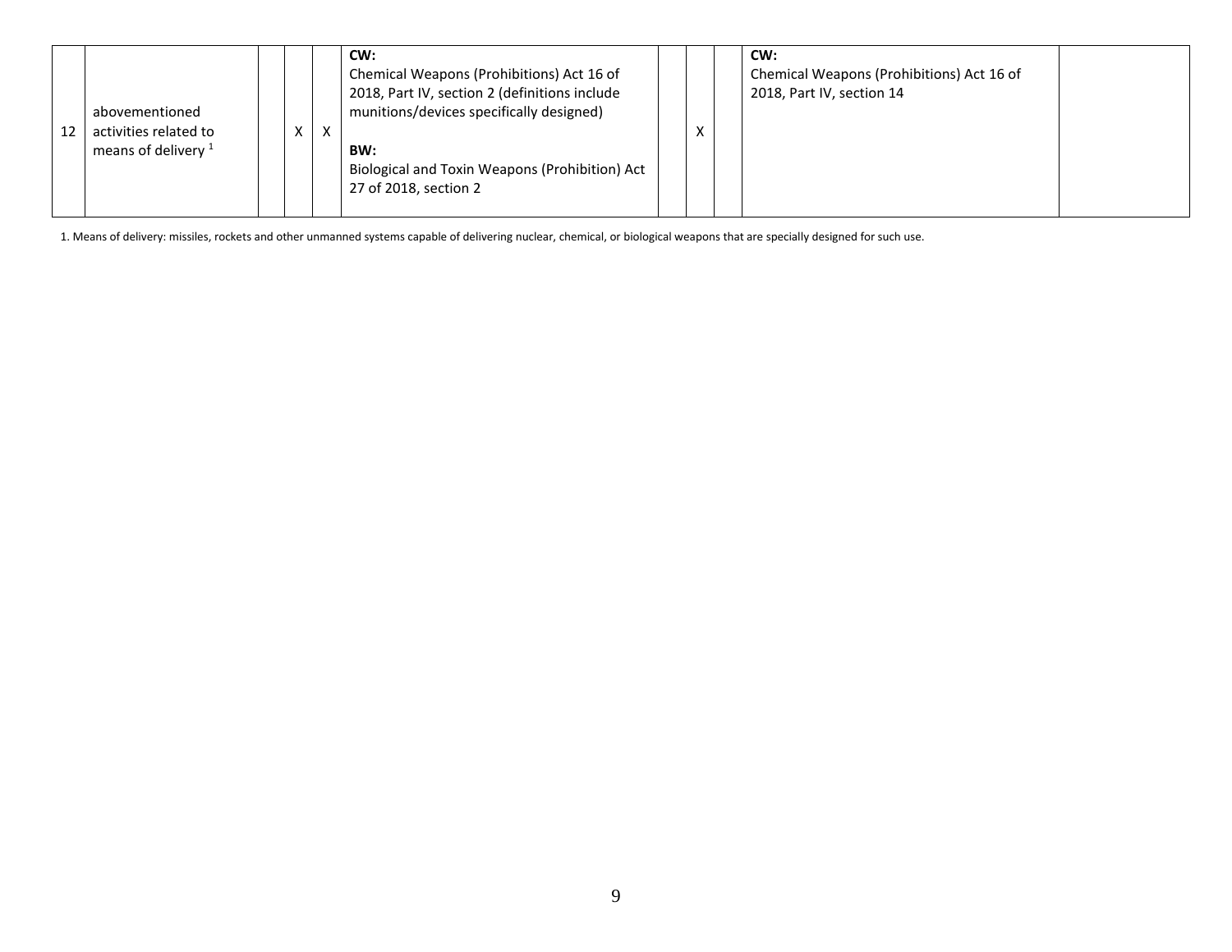| | | | | | | | | | | |
|---|---|---|---|---|---|---|---|---|---|---|
| 12 | abovementioned activities related to means of delivery [1] | | X | X | **CW:**<br>Chemical Weapons (Prohibitions) Act 16 of 2018, Part IV, section 2 (definitions include munitions/devices specifically designed)<br><br>**BW:**<br>Biological and Toxin Weapons (Prohibition) Act 27 of 2018, section 2 | | X | | **CW:**<br>Chemical Weapons (Prohibitions) Act 16 of 2018, Part IV, section 14 | |

1. Means of delivery: missiles, rockets and other unmanned systems capable of delivering nuclear, chemical, or biological weapons that are specially designed for such use.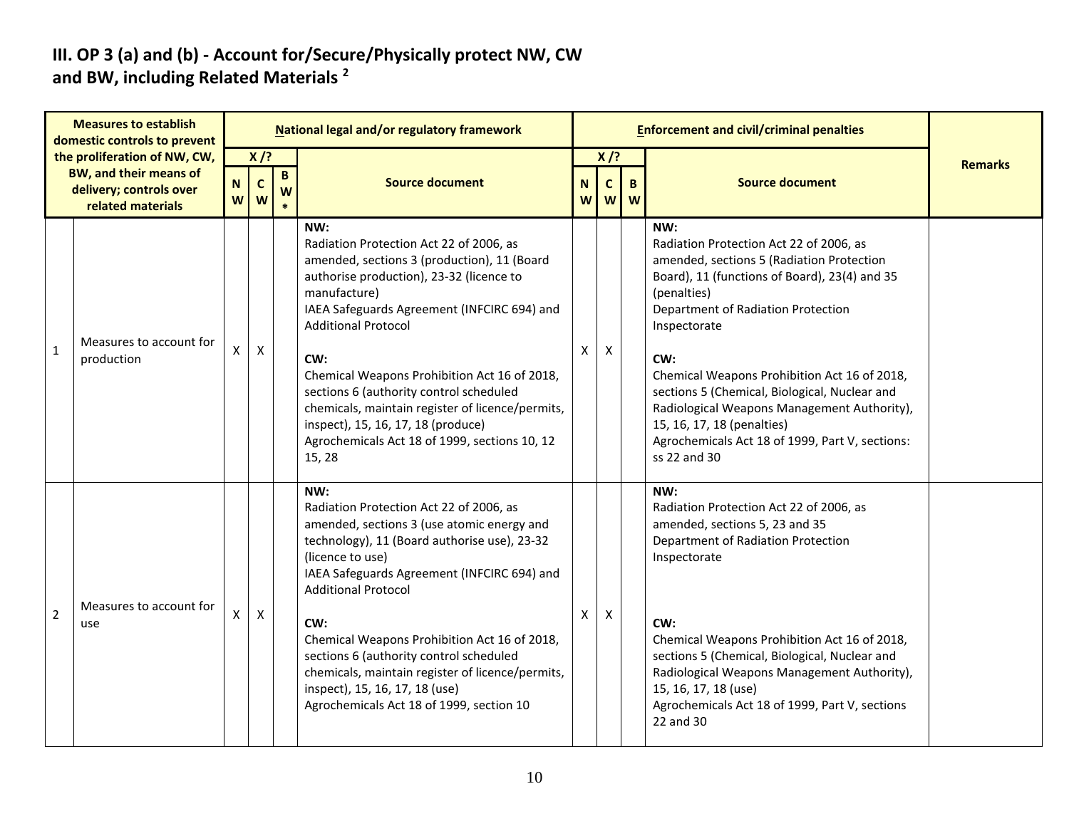# III. OP 3 (a) and (b) - Account for/Secure/Physically protect NW, CW and BW, including Related Materials [2]

| | Measures to establish domestic controls to prevent the proliferation of NW, CW, BW, and their means of delivery; controls over related materials | National legal and/or regulatory framework | | | | Enforcement and civil/criminal penalties | | | | Remarks |
|---|---|---|---|---|---|---|---|---|---|---|
| | | X /? | | | Source document | X /? | | | Source document | |
| | | NW | CW | BW* | | NW | CW | BW | | |
| 1 | Measures to account for production | X | X | | **NW:**<br>Radiation Protection Act 22 of 2006, as amended, sections 3 (production), 11 (Board authorise production), 23-32 (licence to manufacture)<br>IAEA Safeguards Agreement (INFCIRC 694) and Additional Protocol<br><br>**CW:**<br>Chemical Weapons Prohibition Act 16 of 2018, sections 6 (authority control scheduled chemicals, maintain register of licence/permits, inspect), 15, 16, 17, 18 (produce)<br>Agrochemicals Act 18 of 1999, sections 10, 12 15, 28 | X | X | | **NW:**<br>Radiation Protection Act 22 of 2006, as amended, sections 5 (Radiation Protection Board), 11 (functions of Board), 23(4) and 35 (penalties)<br>Department of Radiation Protection Inspectorate<br><br>**CW:**<br>Chemical Weapons Prohibition Act 16 of 2018, sections 5 (Chemical, Biological, Nuclear and Radiological Weapons Management Authority), 15, 16, 17, 18 (penalties)<br>Agrochemicals Act 18 of 1999, Part V, sections: ss 22 and 30 | |
| 2 | Measures to account for use | X | X | | **NW:**<br>Radiation Protection Act 22 of 2006, as amended, sections 3 (use atomic energy and technology), 11 (Board authorise use), 23-32 (licence to use)<br>IAEA Safeguards Agreement (INFCIRC 694) and Additional Protocol<br><br>**CW:**<br>Chemical Weapons Prohibition Act 16 of 2018, sections 6 (authority control scheduled chemicals, maintain register of licence/permits, inspect), 15, 16, 17, 18 (use)<br>Agrochemicals Act 18 of 1999, section 10 | X | X | | **NW:**<br>Radiation Protection Act 22 of 2006, as amended, sections 5, 23 and 35<br>Department of Radiation Protection Inspectorate<br><br>**CW:**<br>Chemical Weapons Prohibition Act 16 of 2018, sections 5 (Chemical, Biological, Nuclear and Radiological Weapons Management Authority), 15, 16, 17, 18 (use)<br>Agrochemicals Act 18 of 1999, Part V, sections 22 and 30 | |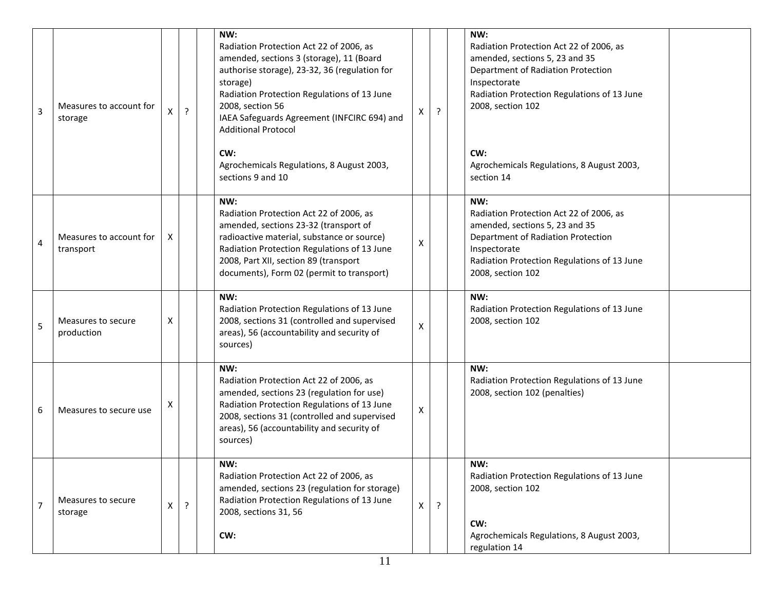| | | | | | | | | | | |
|---|---|---|---|---|---|---|---|---|---|---|
| 3 | Measures to account for storage | X | ? | | **NW:**<br>Radiation Protection Act 22 of 2006, as amended, sections 3 (storage), 11 (Board authorise storage), 23-32, 36 (regulation for storage)<br>Radiation Protection Regulations of 13 June 2008, section 56<br>IAEA Safeguards Agreement (INFCIRC 694) and Additional Protocol<br><br>**CW:**<br>Agrochemicals Regulations, 8 August 2003, sections 9 and 10 | X | ? | | **NW:**<br>Radiation Protection Act 22 of 2006, as amended, sections 5, 23 and 35<br>Department of Radiation Protection Inspectorate<br>Radiation Protection Regulations of 13 June 2008, section 102<br><br>**CW:**<br>Agrochemicals Regulations, 8 August 2003, section 14 | |
| 4 | Measures to account for transport | X | | | **NW:**<br>Radiation Protection Act 22 of 2006, as amended, sections 23-32 (transport of radioactive material, substance or source)<br>Radiation Protection Regulations of 13 June 2008, Part XII, section 89 (transport documents), Form 02 (permit to transport) | X | | | **NW:**<br>Radiation Protection Act 22 of 2006, as amended, sections 5, 23 and 35<br>Department of Radiation Protection Inspectorate<br>Radiation Protection Regulations of 13 June 2008, section 102 | |
| 5 | Measures to secure production | X | | | **NW:**<br>Radiation Protection Regulations of 13 June 2008, sections 31 (controlled and supervised areas), 56 (accountability and security of sources) | X | | | **NW:**<br>Radiation Protection Regulations of 13 June 2008, section 102 | |
| 6 | Measures to secure use | X | | | **NW:**<br>Radiation Protection Act 22 of 2006, as amended, sections 23 (regulation for use)<br>Radiation Protection Regulations of 13 June 2008, sections 31 (controlled and supervised areas), 56 (accountability and security of sources) | X | | | **NW:**<br>Radiation Protection Regulations of 13 June 2008, section 102 (penalties) | |
| 7 | Measures to secure storage | X | ? | | **NW:**<br>Radiation Protection Act 22 of 2006, as amended, sections 23 (regulation for storage)<br>Radiation Protection Regulations of 13 June 2008, sections 31, 56<br><br>**CW:** | X | ? | | **NW:**<br>Radiation Protection Regulations of 13 June 2008, section 102<br><br>**CW:**<br>Agrochemicals Regulations, 8 August 2003, regulation 14 | |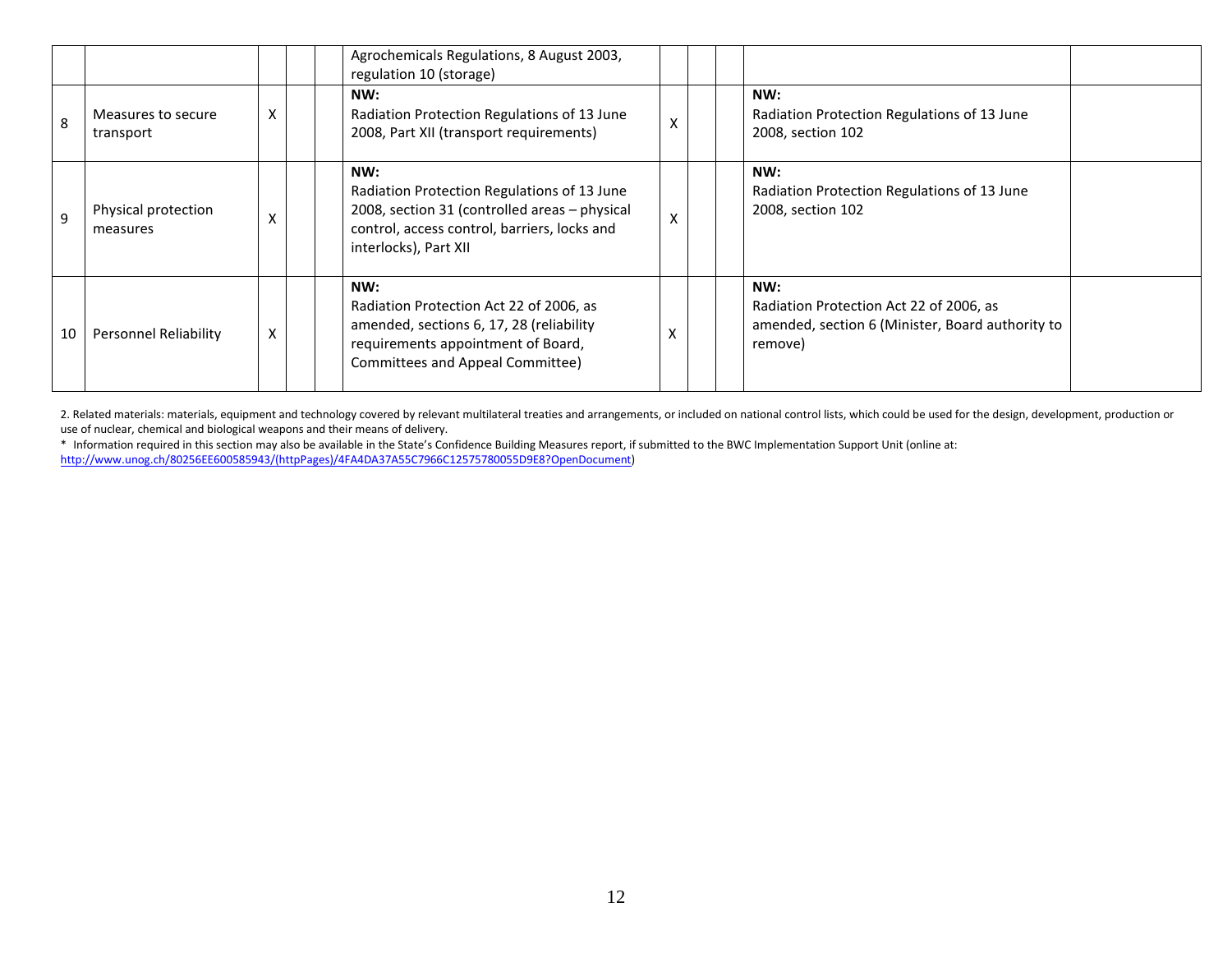|  |  |  |  |  | Agrochemicals Regulations, 8 August 2003, regulation 10 (storage) |  |  |  |  |  |
|---|---|---|---|---|---|---|---|---|---|---|
| 8 | Measures to secure transport | X |  |  | **NW:**<br>Radiation Protection Regulations of 13 June 2008, Part XII (transport requirements) | X |  |  | **NW:**<br>Radiation Protection Regulations of 13 June 2008, section 102 |  |
| 9 | Physical protection measures | X |  |  | **NW:**<br>Radiation Protection Regulations of 13 June 2008, section 31 (controlled areas – physical control, access control, barriers, locks and interlocks), Part XII | X |  |  | **NW:**<br>Radiation Protection Regulations of 13 June 2008, section 102 |  |
| 10 | Personnel Reliability | X |  |  | **NW:**<br>Radiation Protection Act 22 of 2006, as amended, sections 6, 17, 28 (reliability requirements appointment of Board, Committees and Appeal Committee) | X |  |  | **NW:**<br>Radiation Protection Act 22 of 2006, as amended, section 6 (Minister, Board authority to remove) |  |

2. Related materials: materials, equipment and technology covered by relevant multilateral treaties and arrangements, or included on national control lists, which could be used for the design, development, production or use of nuclear, chemical and biological weapons and their means of delivery.

* Information required in this section may also be available in the State's Confidence Building Measures report, if submitted to the BWC Implementation Support Unit (online at: http://www.unog.ch/80256EE600585943/(httpPages)/4FA4DA37A55C7966C12575780055D9E8?OpenDocument)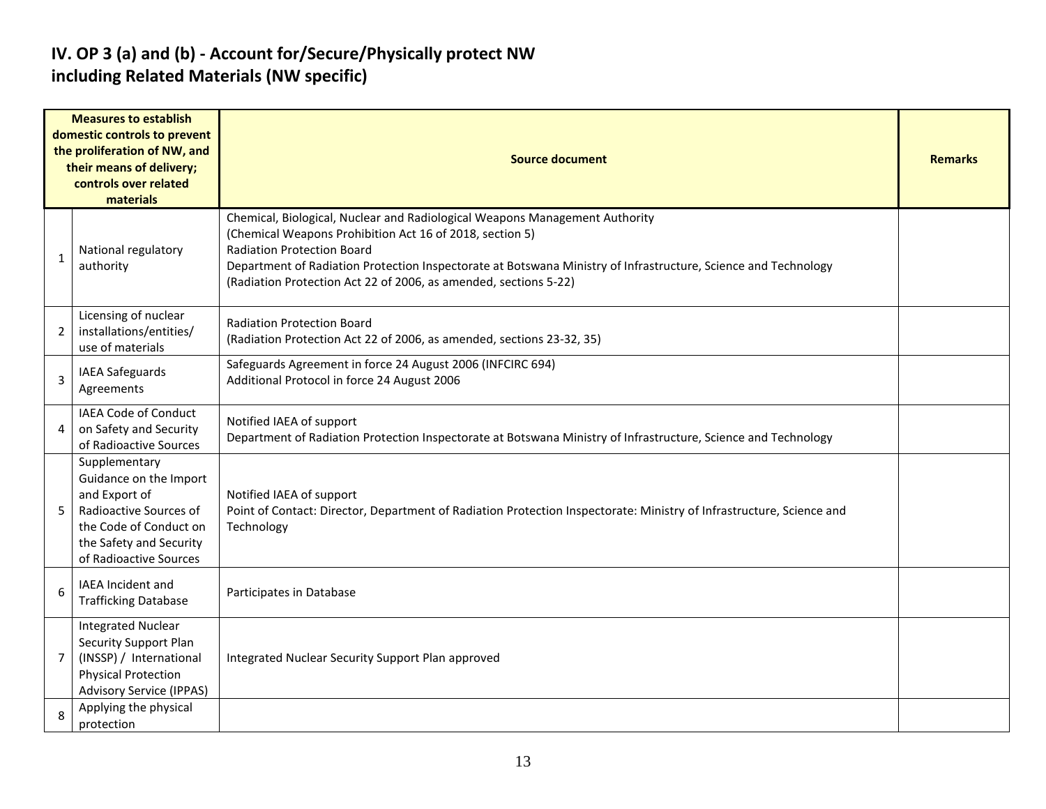# IV. OP 3 (a) and (b) - Account for/Secure/Physically protect NW including Related Materials (NW specific)

| | Measures to establish domestic controls to prevent the proliferation of NW, and their means of delivery; controls over related materials | Source document | Remarks |
|---|---|---|---|
| 1 | National regulatory authority | Chemical, Biological, Nuclear and Radiological Weapons Management Authority<br>(Chemical Weapons Prohibition Act 16 of 2018, section 5)<br>Radiation Protection Board<br>Department of Radiation Protection Inspectorate at Botswana Ministry of Infrastructure, Science and Technology<br>(Radiation Protection Act 22 of 2006, as amended, sections 5-22) | |
| 2 | Licensing of nuclear installations/entities/ use of materials | Radiation Protection Board<br>(Radiation Protection Act 22 of 2006, as amended, sections 23-32, 35) | |
| 3 | IAEA Safeguards Agreements | Safeguards Agreement in force 24 August 2006 (INFCIRC 694)<br>Additional Protocol in force 24 August 2006 | |
| 4 | IAEA Code of Conduct on Safety and Security of Radioactive Sources | Notified IAEA of support<br>Department of Radiation Protection Inspectorate at Botswana Ministry of Infrastructure, Science and Technology | |
| 5 | Supplementary Guidance on the Import and Export of Radioactive Sources of the Code of Conduct on the Safety and Security of Radioactive Sources | Notified IAEA of support<br>Point of Contact: Director, Department of Radiation Protection Inspectorate: Ministry of Infrastructure, Science and Technology | |
| 6 | IAEA Incident and Trafficking Database | Participates in Database | |
| 7 | Integrated Nuclear Security Support Plan (INSSP) / International Physical Protection Advisory Service (IPPAS) | Integrated Nuclear Security Support Plan approved | |
| 8 | Applying the physical protection | | |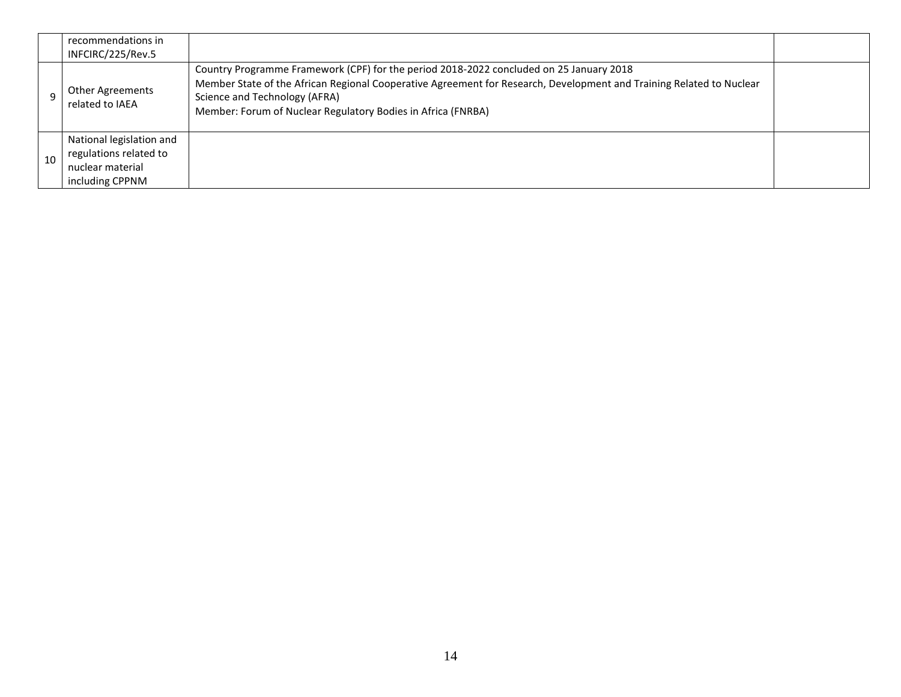| | | | |
|---|---|---|---|
| | recommendations in INFCIRC/225/Rev.5 | | |
| 9 | Other Agreements related to IAEA | Country Programme Framework (CPF) for the period 2018-2022 concluded on 25 January 2018<br>Member State of the African Regional Cooperative Agreement for Research, Development and Training Related to Nuclear Science and Technology (AFRA)<br>Member: Forum of Nuclear Regulatory Bodies in Africa (FNRBA) | |
| 10 | National legislation and regulations related to nuclear material including CPPNM | | |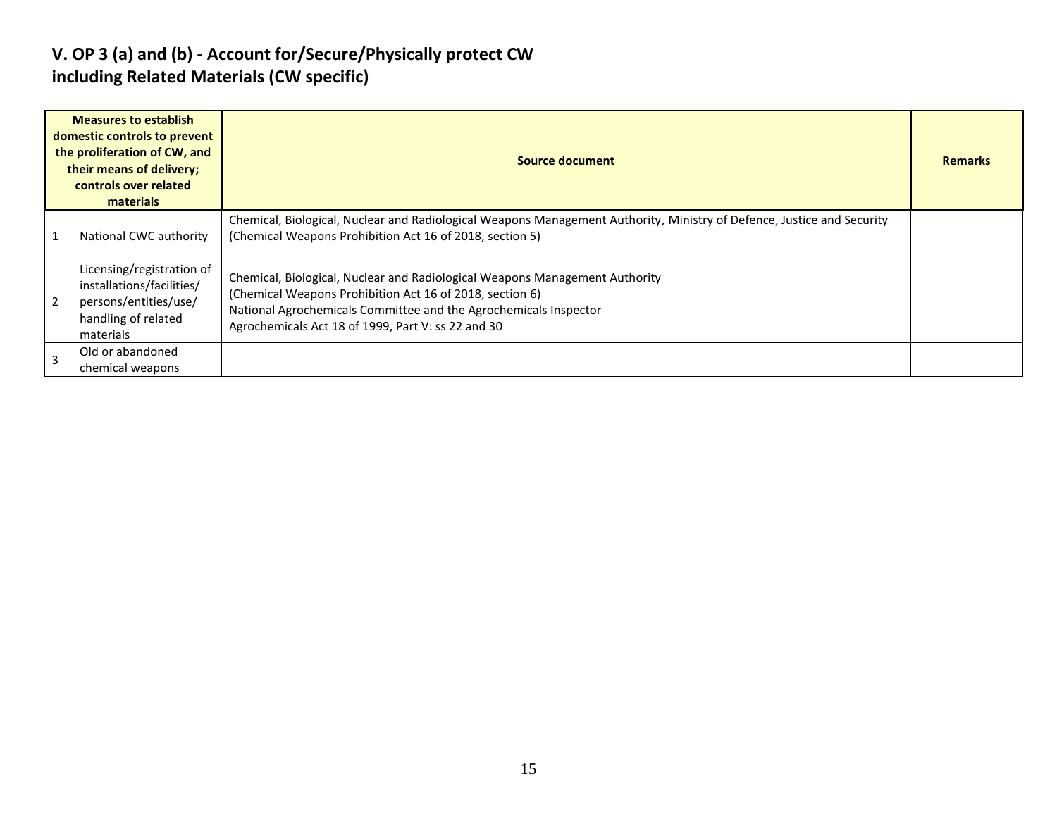## V. OP 3 (a) and (b) - Account for/Secure/Physically protect CW including Related Materials (CW specific)

| | Measures to establish domestic controls to prevent the proliferation of CW, and their means of delivery; controls over related materials | Source document | Remarks |
|---|---|---|---|
| 1 | National CWC authority | Chemical, Biological, Nuclear and Radiological Weapons Management Authority, Ministry of Defence, Justice and Security (Chemical Weapons Prohibition Act 16 of 2018, section 5) | |
| 2 | Licensing/registration of installations/facilities/ persons/entities/use/ handling of related materials | Chemical, Biological, Nuclear and Radiological Weapons Management Authority (Chemical Weapons Prohibition Act 16 of 2018, section 6) National Agrochemicals Committee and the Agrochemicals Inspector Agrochemicals Act 18 of 1999, Part V: ss 22 and 30 | |
| 3 | Old or abandoned chemical weapons | | |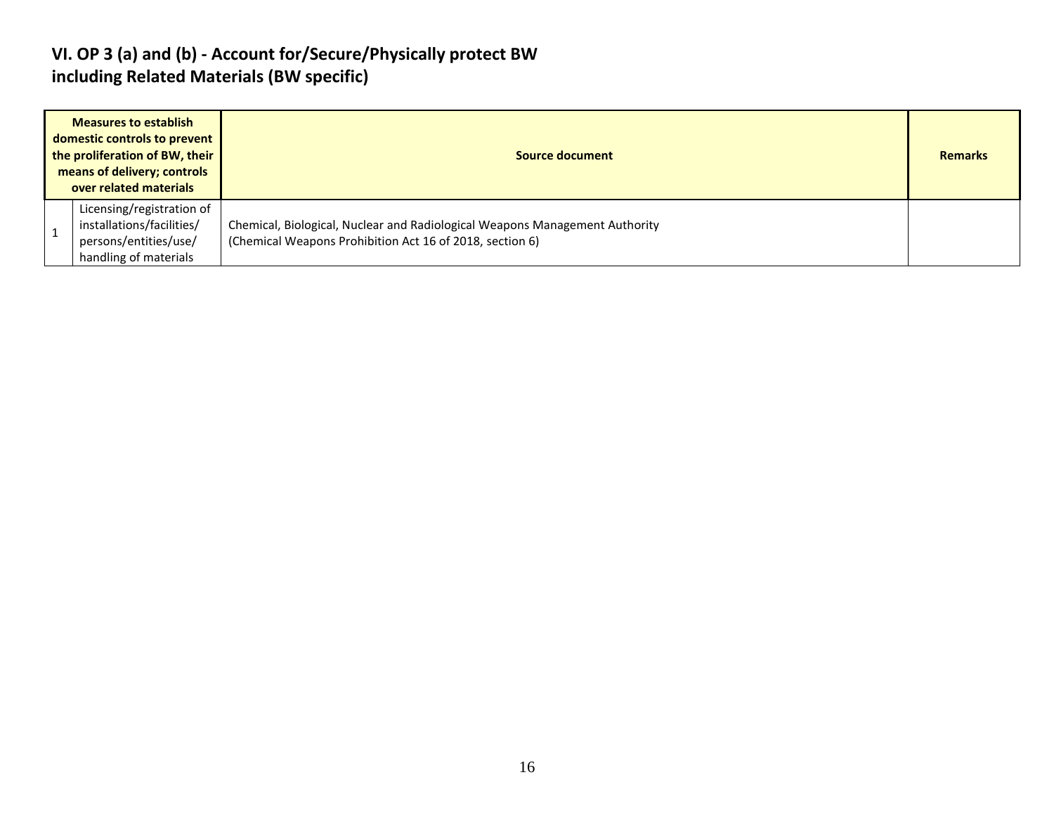## VI. OP 3 (a) and (b) - Account for/Secure/Physically protect BW including Related Materials (BW specific)

| Measures to establish domestic controls to prevent the proliferation of BW, their means of delivery; controls over related materials | | Source document | Remarks |
|---|---|---|---|
| 1 | Licensing/registration of installations/facilities/ persons/entities/use/ handling of materials | Chemical, Biological, Nuclear and Radiological Weapons Management Authority (Chemical Weapons Prohibition Act 16 of 2018, section 6) | |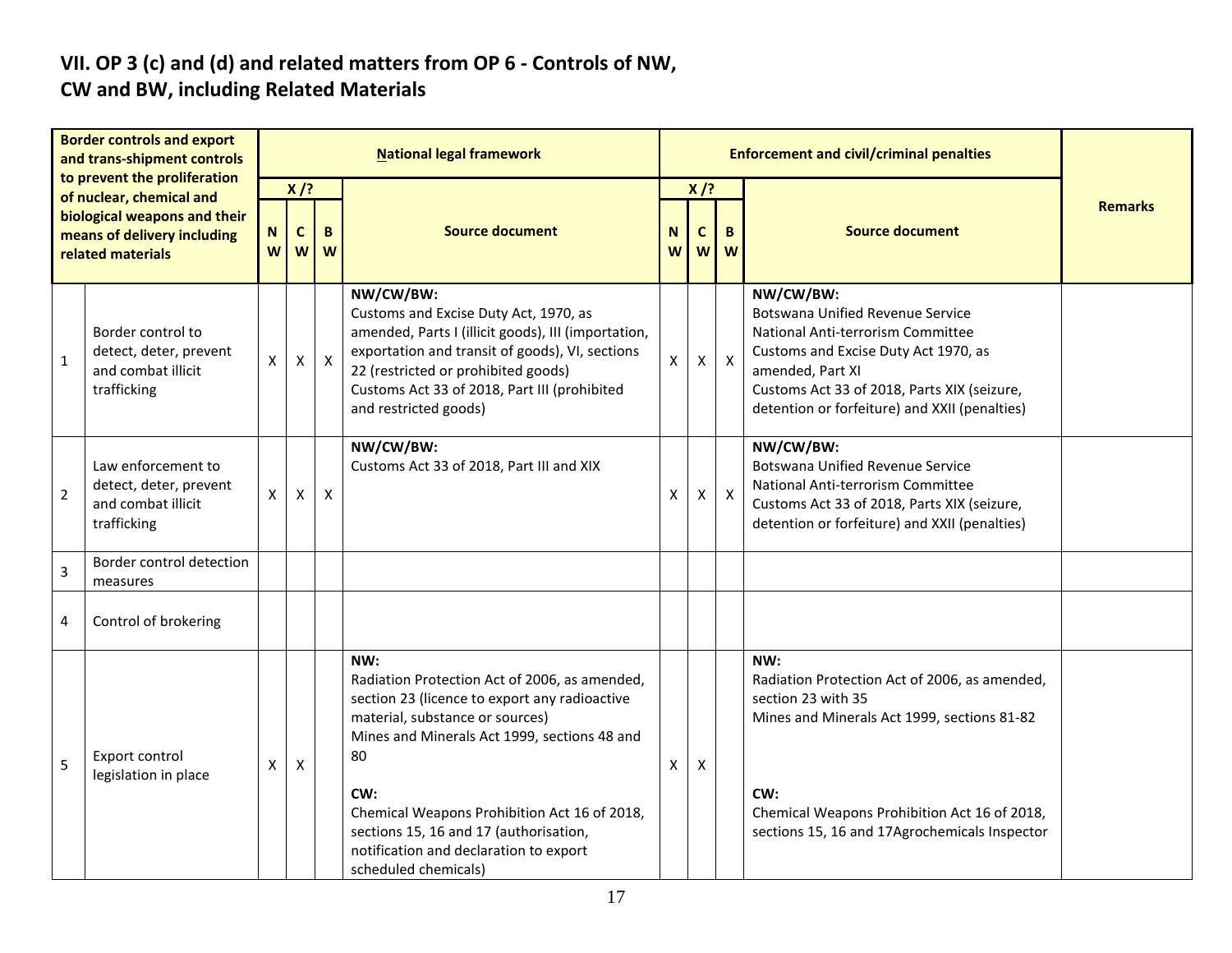## VII. OP 3 (c) and (d) and related matters from OP 6 - Controls of NW, CW and BW, including Related Materials

| Border controls and export and trans-shipment controls to prevent the proliferation of nuclear, chemical and biological weapons and their means of delivery including related materials | | National legal framework | | | | Enforcement and civil/criminal penalties | | | | Remarks |
|---|---|---|---|---|---|---|---|---|---|---|
| | | X /? | | | Source document | X /? | | | Source document | |
| | | NW | CW | BW | | NW | CW | BW | | |
| 1 | Border control to detect, deter, prevent and combat illicit trafficking | X | X | X | **NW/CW/BW:**<br>Customs and Excise Duty Act, 1970, as amended, Parts I (illicit goods), III (importation, exportation and transit of goods), VI, sections 22 (restricted or prohibited goods)<br>Customs Act 33 of 2018, Part III (prohibited and restricted goods) | X | X | X | **NW/CW/BW:**<br>Botswana Unified Revenue Service<br>National Anti-terrorism Committee<br>Customs and Excise Duty Act 1970, as amended, Part XI<br>Customs Act 33 of 2018, Parts XIX (seizure, detention or forfeiture) and XXII (penalties) | |
| 2 | Law enforcement to detect, deter, prevent and combat illicit trafficking | X | X | X | **NW/CW/BW:**<br>Customs Act 33 of 2018, Part III and XIX | X | X | X | **NW/CW/BW:**<br>Botswana Unified Revenue Service<br>National Anti-terrorism Committee<br>Customs Act 33 of 2018, Parts XIX (seizure, detention or forfeiture) and XXII (penalties) | |
| 3 | Border control detection measures | | | | | | | | | |
| 4 | Control of brokering | | | | | | | | | |
| 5 | Export control legislation in place | X | X | | **NW:**<br>Radiation Protection Act of 2006, as amended, section 23 (licence to export any radioactive material, substance or sources)<br>Mines and Minerals Act 1999, sections 48 and 80<br><br>**CW:**<br>Chemical Weapons Prohibition Act 16 of 2018, sections 15, 16 and 17 (authorisation, notification and declaration to export scheduled chemicals) | X | X | | **NW:**<br>Radiation Protection Act of 2006, as amended, section 23 with 35<br>Mines and Minerals Act 1999, sections 81-82<br><br>**CW:**<br>Chemical Weapons Prohibition Act 16 of 2018, sections 15, 16 and 17Agrochemicals Inspector | |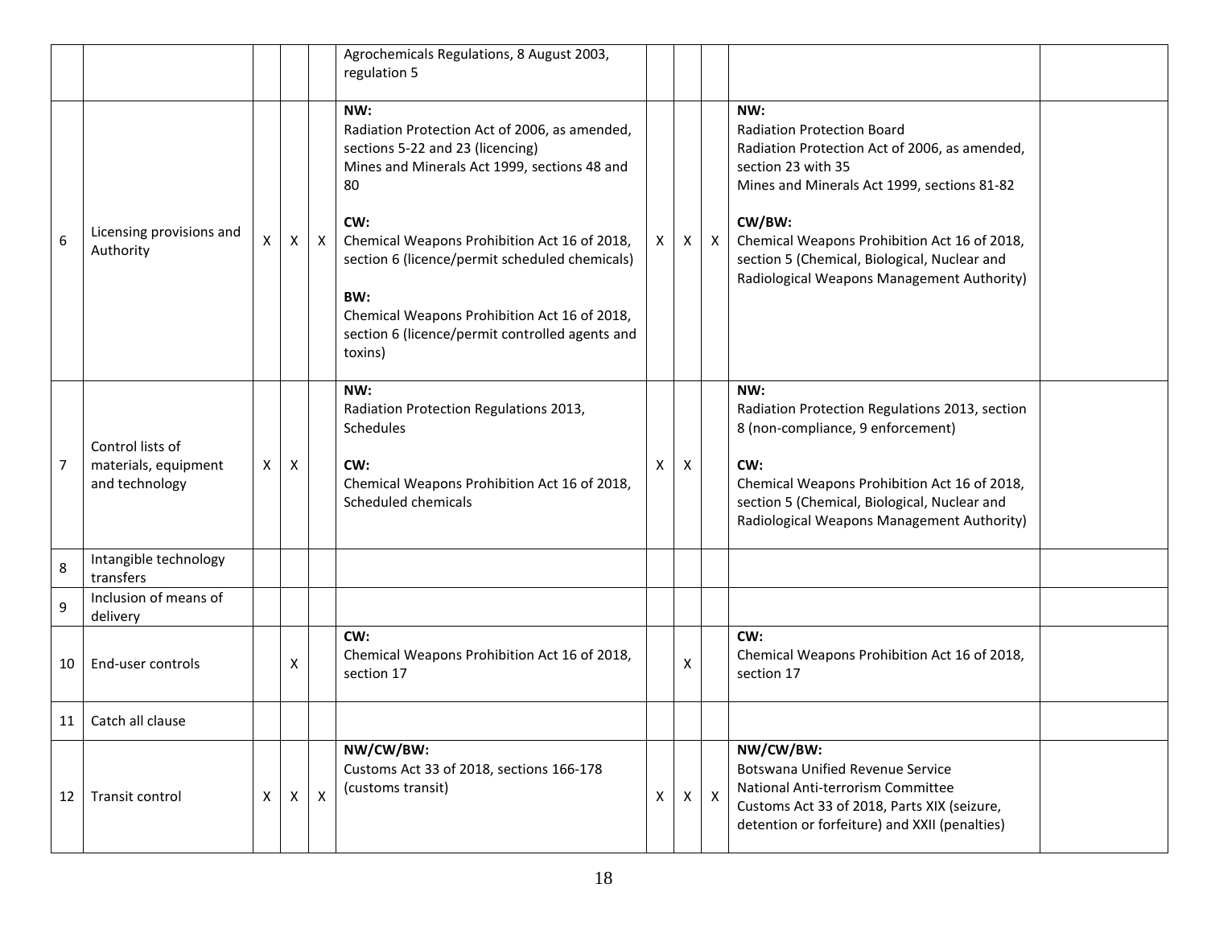| | | | | | | | | | | |
|---|---|---|---|---|---|---|---|---|---|---|
| | | | | | Agrochemicals Regulations, 8 August 2003, regulation 5 | | | | | |
| 6 | Licensing provisions and Authority | X | X | X | **NW:**<br>Radiation Protection Act of 2006, as amended, sections 5-22 and 23 (licencing)<br>Mines and Minerals Act 1999, sections 48 and 80<br><br>**CW:**<br>Chemical Weapons Prohibition Act 16 of 2018, section 6 (licence/permit scheduled chemicals)<br><br>**BW:**<br>Chemical Weapons Prohibition Act 16 of 2018, section 6 (licence/permit controlled agents and toxins) | X | X | X | **NW:**<br>Radiation Protection Board<br>Radiation Protection Act of 2006, as amended, section 23 with 35<br>Mines and Minerals Act 1999, sections 81-82<br><br>**CW/BW:**<br>Chemical Weapons Prohibition Act 16 of 2018, section 5 (Chemical, Biological, Nuclear and Radiological Weapons Management Authority) | |
| 7 | Control lists of materials, equipment and technology | X | X | | **NW:**<br>Radiation Protection Regulations 2013, Schedules<br><br>**CW:**<br>Chemical Weapons Prohibition Act 16 of 2018, Scheduled chemicals | X | X | | **NW:**<br>Radiation Protection Regulations 2013, section 8 (non-compliance, 9 enforcement)<br><br>**CW:**<br>Chemical Weapons Prohibition Act 16 of 2018, section 5 (Chemical, Biological, Nuclear and Radiological Weapons Management Authority) | |
| 8 | Intangible technology transfers | | | | | | | | | |
| 9 | Inclusion of means of delivery | | | | | | | | | |
| 10 | End-user controls | | X | | **CW:**<br>Chemical Weapons Prohibition Act 16 of 2018, section 17 | | X | | **CW:**<br>Chemical Weapons Prohibition Act 16 of 2018, section 17 | |
| 11 | Catch all clause | | | | | | | | | |
| 12 | Transit control | X | X | X | **NW/CW/BW:**<br>Customs Act 33 of 2018, sections 166-178 (customs transit) | X | X | X | **NW/CW/BW:**<br>Botswana Unified Revenue Service<br>National Anti-terrorism Committee<br>Customs Act 33 of 2018, Parts XIX (seizure, detention or forfeiture) and XXII (penalties) | |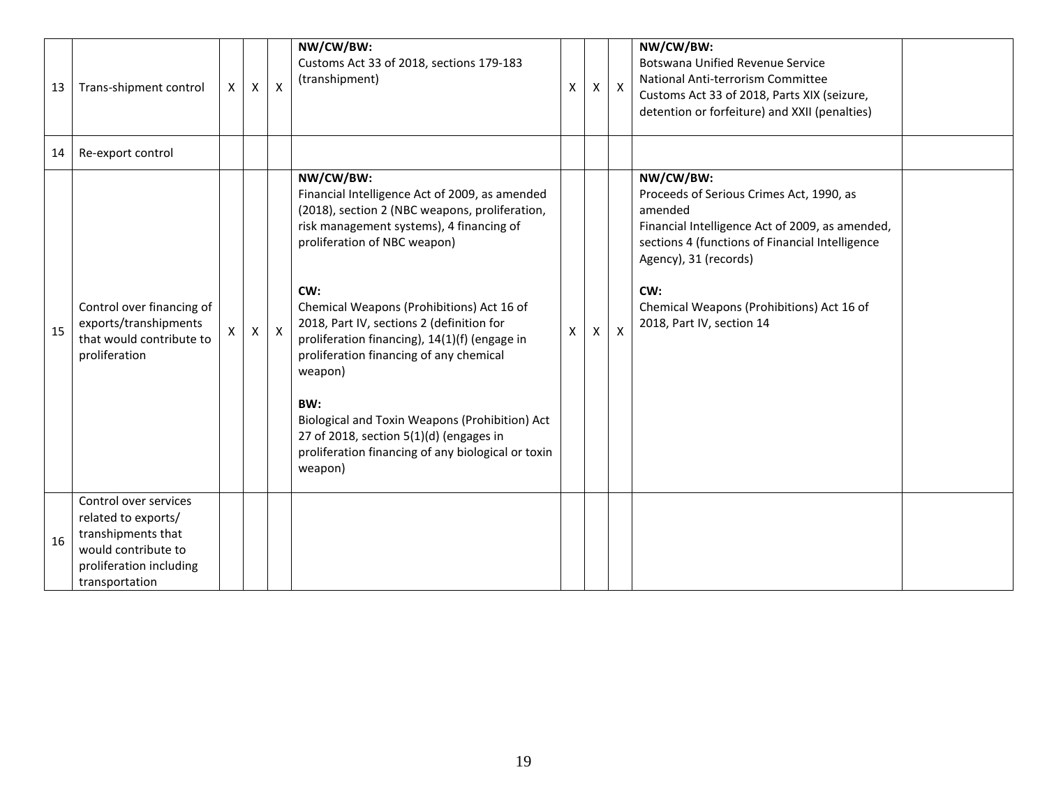| 13 | Trans-shipment control | X | X | X | **NW/CW/BW:**<br>Customs Act 33 of 2018, sections 179-183 (transhipment) | X | X | X | **NW/CW/BW:**<br>Botswana Unified Revenue Service<br>National Anti-terrorism Committee<br>Customs Act 33 of 2018, Parts XIX (seizure, detention or forfeiture) and XXII (penalties) | |
|---|---|---|---|---|---|---|---|---|---|---|
| 14 | Re-export control | | | | | | | | | |
| 15 | Control over financing of exports/transhipments that would contribute to proliferation | X | X | X | **NW/CW/BW:**<br>Financial Intelligence Act of 2009, as amended (2018), section 2 (NBC weapons, proliferation, risk management systems), 4 financing of proliferation of NBC weapon)<br><br>**CW:**<br>Chemical Weapons (Prohibitions) Act 16 of 2018, Part IV, sections 2 (definition for proliferation financing), 14(1)(f) (engage in proliferation financing of any chemical weapon)<br><br>**BW:**<br>Biological and Toxin Weapons (Prohibition) Act 27 of 2018, section 5(1)(d) (engages in proliferation financing of any biological or toxin weapon) | X | X | X | **NW/CW/BW:**<br>Proceeds of Serious Crimes Act, 1990, as amended<br>Financial Intelligence Act of 2009, as amended, sections 4 (functions of Financial Intelligence Agency), 31 (records)<br><br>**CW:**<br>Chemical Weapons (Prohibitions) Act 16 of 2018, Part IV, section 14 | |
| 16 | Control over services related to exports/ transhipments that would contribute to proliferation including transportation | | | | | | | | | |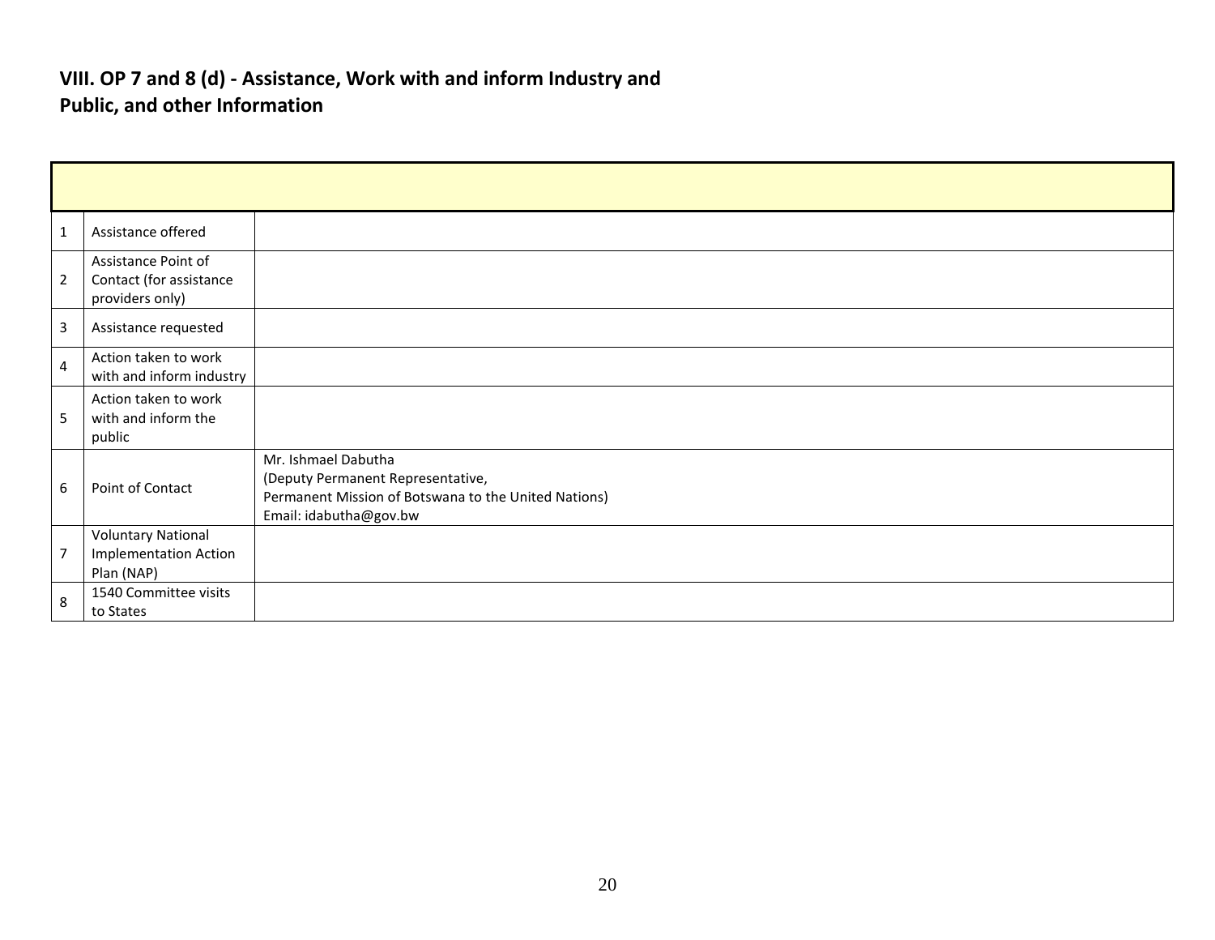## VIII. OP 7 and 8 (d) - Assistance, Work with and inform Industry and Public, and other Information

| | | |
|---|---|---|
| 1 | Assistance offered | |
| 2 | Assistance Point of Contact (for assistance providers only) | |
| 3 | Assistance requested | |
| 4 | Action taken to work with and inform industry | |
| 5 | Action taken to work with and inform the public | |
| 6 | Point of Contact | Mr. Ishmael Dabutha<br>(Deputy Permanent Representative,<br>Permanent Mission of Botswana to the United Nations)<br>Email: idabutha@gov.bw |
| 7 | Voluntary National Implementation Action Plan (NAP) | |
| 8 | 1540 Committee visits to States | |